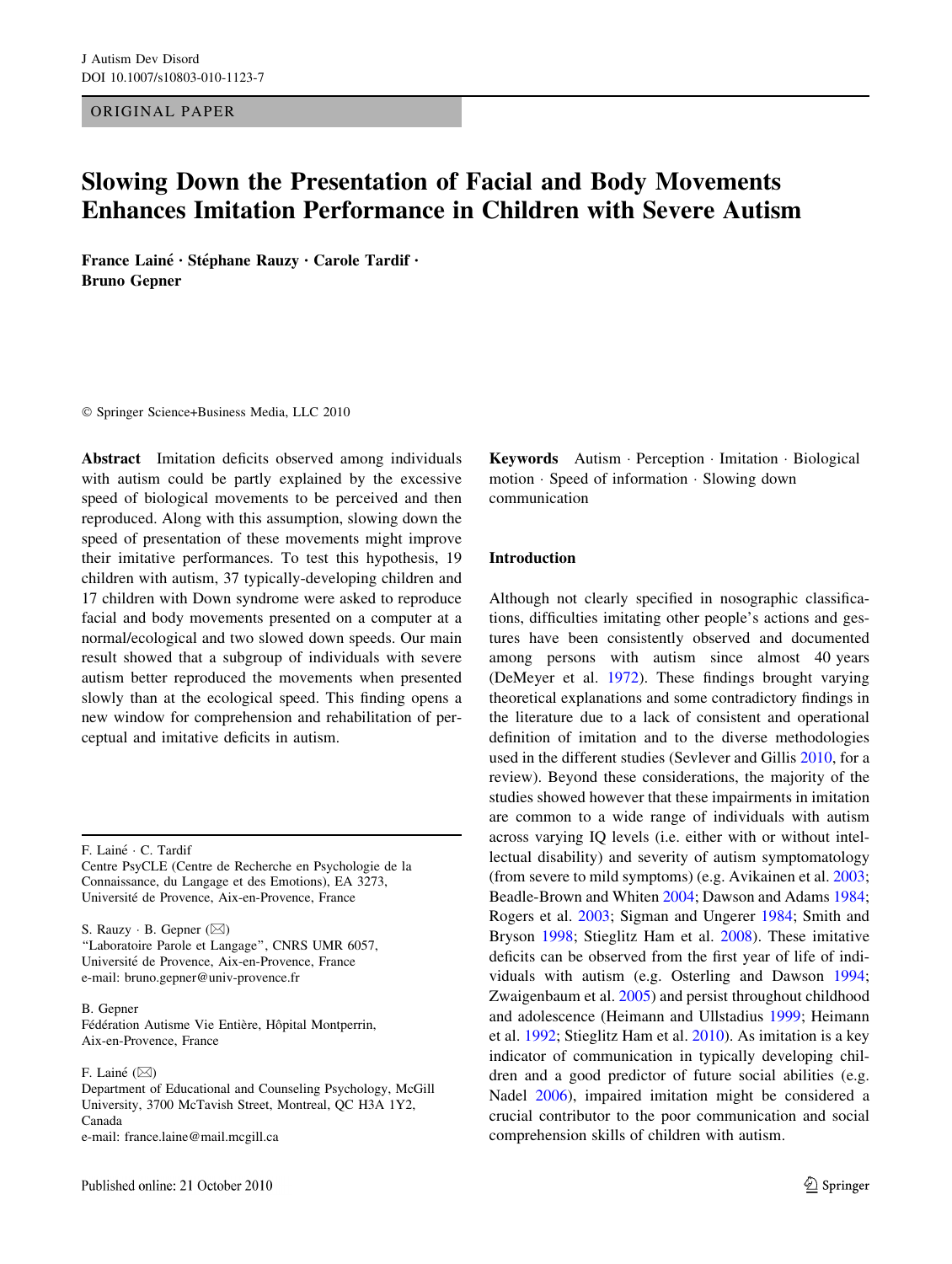ORIGINAL PAPER

# Slowing Down the Presentation of Facial and Body Movements Enhances Imitation Performance in Children with Severe Autism

**France Lainé · Stéphane Rauzy · Carole Tardif · Bruno Gepner**

© Springer Science+Business Media, LLC 2010

**Abstract** Imitation deficits observed among individuals with autism could be partly explained by the excessive speed of biological movements to be perceived and then reproduced. Along with this assumption, slowing down the speed of presentation of these movements might improve their imitative performances. To test this hypothesis, 19 children with autism, 37 typically-developing children and 17 children with Down syndrome were asked to reproduce facial and body movements presented on a computer at a normal/ecological and two slowed down speeds. Our main result showed that a subgroup of individuals with severe autism better reproduced the movements when presented slowly than at the ecological speed. This finding opens a new window for comprehension and rehabilitation of perceptual and imitative deficits in autism.

**Keywords** Autism · Perception · Imitation · Biological motion · Speed of information · Slowing down communication

F. Lainé · C. Tardif
Centre PsyCLE (Centre de Recherche en Psychologie de la Connaissance, du Langage et des Emotions), EA 3273, Université de Provence, Aix-en-Provence, France

S. Rauzy · B. Gepner (✉)
"Laboratoire Parole et Langage", CNRS UMR 6057, Université de Provence, Aix-en-Provence, France
e-mail: bruno.gepner@univ-provence.fr

B. Gepner
Fédération Autisme Vie Entière, Hôpital Montperrin, Aix-en-Provence, France

F. Lainé (✉)
Department of Educational and Counseling Psychology, McGill University, 3700 McTavish Street, Montreal, QC H3A 1Y2, Canada
e-mail: france.laine@mail.mcgill.ca

## Introduction

Although not clearly specified in nosographic classifications, difficulties imitating other people's actions and gestures have been consistently observed and documented among persons with autism since almost 40 years (DeMeyer et al. 1972). These findings brought varying theoretical explanations and some contradictory findings in the literature due to a lack of consistent and operational definition of imitation and to the diverse methodologies used in the different studies (Sevlever and Gillis 2010, for a review). Beyond these considerations, the majority of the studies showed however that these impairments in imitation are common to a wide range of individuals with autism across varying IQ levels (i.e. either with or without intellectual disability) and severity of autism symptomatology (from severe to mild symptoms) (e.g. Avikainen et al. 2003; Beadle-Brown and Whiten 2004; Dawson and Adams 1984; Rogers et al. 2003; Sigman and Ungerer 1984; Smith and Bryson 1998; Stieglitz Ham et al. 2008). These imitative deficits can be observed from the first year of life of individuals with autism (e.g. Osterling and Dawson 1994; Zwaigenbaum et al. 2005) and persist throughout childhood and adolescence (Heimann and Ullstadius 1999; Heimann et al. 1992; Stieglitz Ham et al. 2010). As imitation is a key indicator of communication in typically developing children and a good predictor of future social abilities (e.g. Nadel 2006), impaired imitation might be considered a crucial contributor to the poor communication and social comprehension skills of children with autism.

Published online: 21 October 2010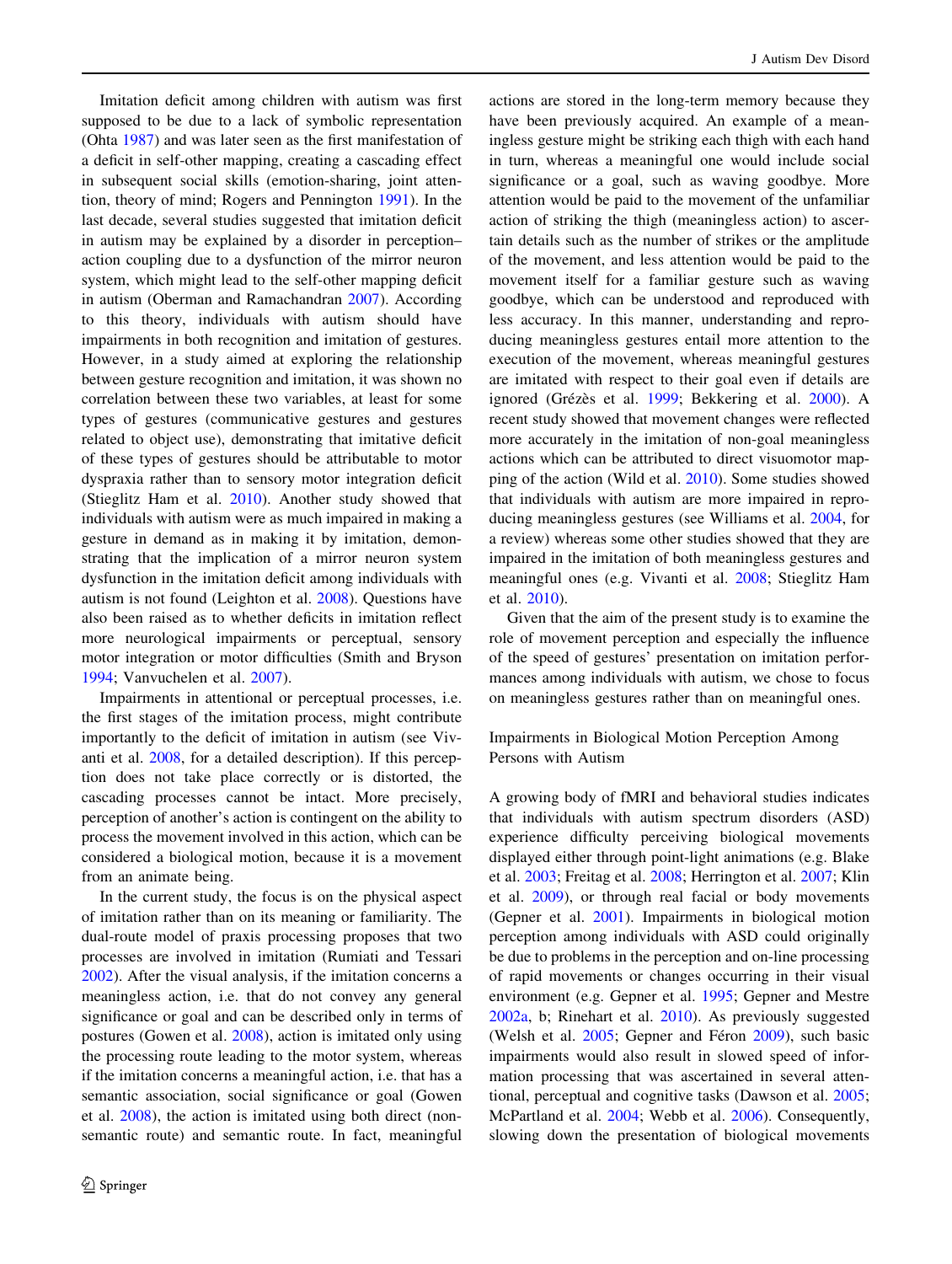Imitation deficit among children with autism was first supposed to be due to a lack of symbolic representation (Ohta 1987) and was later seen as the first manifestation of a deficit in self-other mapping, creating a cascading effect in subsequent social skills (emotion-sharing, joint attention, theory of mind; Rogers and Pennington 1991). In the last decade, several studies suggested that imitation deficit in autism may be explained by a disorder in perception–action coupling due to a dysfunction of the mirror neuron system, which might lead to the self-other mapping deficit in autism (Oberman and Ramachandran 2007). According to this theory, individuals with autism should have impairments in both recognition and imitation of gestures. However, in a study aimed at exploring the relationship between gesture recognition and imitation, it was shown no correlation between these two variables, at least for some types of gestures (communicative gestures and gestures related to object use), demonstrating that imitative deficit of these types of gestures should be attributable to motor dyspraxia rather than to sensory motor integration deficit (Stieglitz Ham et al. 2010). Another study showed that individuals with autism were as much impaired in making a gesture in demand as in making it by imitation, demonstrating that the implication of a mirror neuron system dysfunction in the imitation deficit among individuals with autism is not found (Leighton et al. 2008). Questions have also been raised as to whether deficits in imitation reflect more neurological impairments or perceptual, sensory motor integration or motor difficulties (Smith and Bryson 1994; Vanvuchelen et al. 2007).

Impairments in attentional or perceptual processes, i.e. the first stages of the imitation process, might contribute importantly to the deficit of imitation in autism (see Vivanti et al. 2008, for a detailed description). If this perception does not take place correctly or is distorted, the cascading processes cannot be intact. More precisely, perception of another's action is contingent on the ability to process the movement involved in this action, which can be considered a biological motion, because it is a movement from an animate being.

In the current study, the focus is on the physical aspect of imitation rather than on its meaning or familiarity. The dual-route model of praxis processing proposes that two processes are involved in imitation (Rumiati and Tessari 2002). After the visual analysis, if the imitation concerns a meaningless action, i.e. that do not convey any general significance or goal and can be described only in terms of postures (Gowen et al. 2008), action is imitated only using the processing route leading to the motor system, whereas if the imitation concerns a meaningful action, i.e. that has a semantic association, social significance or goal (Gowen et al. 2008), the action is imitated using both direct (non-semantic route) and semantic route. In fact, meaningful actions are stored in the long-term memory because they have been previously acquired. An example of a meaningless gesture might be striking each thigh with each hand in turn, whereas a meaningful one would include social significance or a goal, such as waving goodbye. More attention would be paid to the movement of the unfamiliar action of striking the thigh (meaningless action) to ascertain details such as the number of strikes or the amplitude of the movement, and less attention would be paid to the movement itself for a familiar gesture such as waving goodbye, which can be understood and reproduced with less accuracy. In this manner, understanding and reproducing meaningless gestures entail more attention to the execution of the movement, whereas meaningful gestures are imitated with respect to their goal even if details are ignored (Grézès et al. 1999; Bekkering et al. 2000). A recent study showed that movement changes were reflected more accurately in the imitation of non-goal meaningless actions which can be attributed to direct visuomotor mapping of the action (Wild et al. 2010). Some studies showed that individuals with autism are more impaired in reproducing meaningless gestures (see Williams et al. 2004, for a review) whereas some other studies showed that they are impaired in the imitation of both meaningless gestures and meaningful ones (e.g. Vivanti et al. 2008; Stieglitz Ham et al. 2010).

Given that the aim of the present study is to examine the role of movement perception and especially the influence of the speed of gestures' presentation on imitation performances among individuals with autism, we chose to focus on meaningless gestures rather than on meaningful ones.

## Impairments in Biological Motion Perception Among Persons with Autism

A growing body of fMRI and behavioral studies indicates that individuals with autism spectrum disorders (ASD) experience difficulty perceiving biological movements displayed either through point-light animations (e.g. Blake et al. 2003; Freitag et al. 2008; Herrington et al. 2007; Klin et al. 2009), or through real facial or body movements (Gepner et al. 2001). Impairments in biological motion perception among individuals with ASD could originally be due to problems in the perception and on-line processing of rapid movements or changes occurring in their visual environment (e.g. Gepner et al. 1995; Gepner and Mestre 2002a, b; Rinehart et al. 2010). As previously suggested (Welsh et al. 2005; Gepner and Féron 2009), such basic impairments would also result in slowed speed of information processing that was ascertained in several attentional, perceptual and cognitive tasks (Dawson et al. 2005; McPartland et al. 2004; Webb et al. 2006). Consequently, slowing down the presentation of biological movements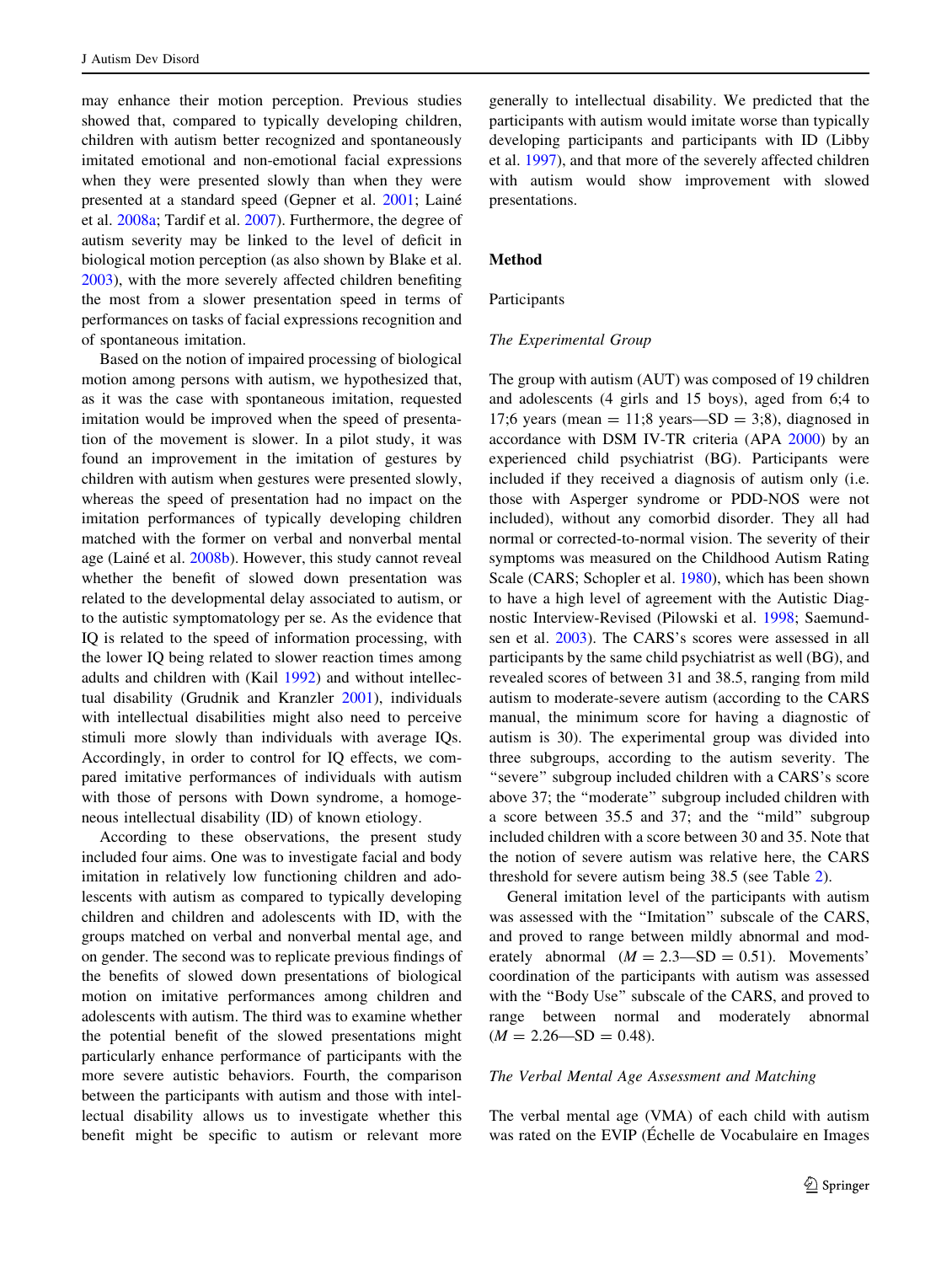may enhance their motion perception. Previous studies showed that, compared to typically developing children, children with autism better recognized and spontaneously imitated emotional and non-emotional facial expressions when they were presented slowly than when they were presented at a standard speed (Gepner et al. 2001; Lainé et al. 2008a; Tardif et al. 2007). Furthermore, the degree of autism severity may be linked to the level of deficit in biological motion perception (as also shown by Blake et al. 2003), with the more severely affected children benefiting the most from a slower presentation speed in terms of performances on tasks of facial expressions recognition and of spontaneous imitation.

Based on the notion of impaired processing of biological motion among persons with autism, we hypothesized that, as it was the case with spontaneous imitation, requested imitation would be improved when the speed of presentation of the movement is slower. In a pilot study, it was found an improvement in the imitation of gestures by children with autism when gestures were presented slowly, whereas the speed of presentation had no impact on the imitation performances of typically developing children matched with the former on verbal and nonverbal mental age (Lainé et al. 2008b). However, this study cannot reveal whether the benefit of slowed down presentation was related to the developmental delay associated to autism, or to the autistic symptomatology per se. As the evidence that IQ is related to the speed of information processing, with the lower IQ being related to slower reaction times among adults and children with (Kail 1992) and without intellectual disability (Grudnik and Kranzler 2001), individuals with intellectual disabilities might also need to perceive stimuli more slowly than individuals with average IQs. Accordingly, in order to control for IQ effects, we compared imitative performances of individuals with autism with those of persons with Down syndrome, a homogeneous intellectual disability (ID) of known etiology.

According to these observations, the present study included four aims. One was to investigate facial and body imitation in relatively low functioning children and adolescents with autism as compared to typically developing children and children and adolescents with ID, with the groups matched on verbal and nonverbal mental age, and on gender. The second was to replicate previous findings of the benefits of slowed down presentations of biological motion on imitative performances among children and adolescents with autism. The third was to examine whether the potential benefit of the slowed presentations might particularly enhance performance of participants with the more severe autistic behaviors. Fourth, the comparison between the participants with autism and those with intellectual disability allows us to investigate whether this benefit might be specific to autism or relevant more generally to intellectual disability. We predicted that the participants with autism would imitate worse than typically developing participants and participants with ID (Libby et al. 1997), and that more of the severely affected children with autism would show improvement with slowed presentations.

## Method

### Participants

#### *The Experimental Group*

The group with autism (AUT) was composed of 19 children and adolescents (4 girls and 15 boys), aged from 6;4 to 17;6 years (mean = 11;8 years—SD = 3;8), diagnosed in accordance with DSM IV-TR criteria (APA 2000) by an experienced child psychiatrist (BG). Participants were included if they received a diagnosis of autism only (i.e. those with Asperger syndrome or PDD-NOS were not included), without any comorbid disorder. They all had normal or corrected-to-normal vision. The severity of their symptoms was measured on the Childhood Autism Rating Scale (CARS; Schopler et al. 1980), which has been shown to have a high level of agreement with the Autistic Diagnostic Interview-Revised (Pilowski et al. 1998; Saemundsen et al. 2003). The CARS's scores were assessed in all participants by the same child psychiatrist as well (BG), and revealed scores of between 31 and 38.5, ranging from mild autism to moderate-severe autism (according to the CARS manual, the minimum score for having a diagnostic of autism is 30). The experimental group was divided into three subgroups, according to the autism severity. The "severe" subgroup included children with a CARS's score above 37; the "moderate" subgroup included children with a score between 35.5 and 37; and the "mild" subgroup included children with a score between 30 and 35. Note that the notion of severe autism was relative here, the CARS threshold for severe autism being 38.5 (see Table 2).

General imitation level of the participants with autism was assessed with the "Imitation" subscale of the CARS, and proved to range between mildly abnormal and moderately abnormal ($M = 2.3$—SD = 0.51). Movements' coordination of the participants with autism was assessed with the "Body Use" subscale of the CARS, and proved to range between normal and moderately abnormal ($M = 2.26$—SD = 0.48).

#### *The Verbal Mental Age Assessment and Matching*

The verbal mental age (VMA) of each child with autism was rated on the EVIP (Échelle de Vocabulaire en Images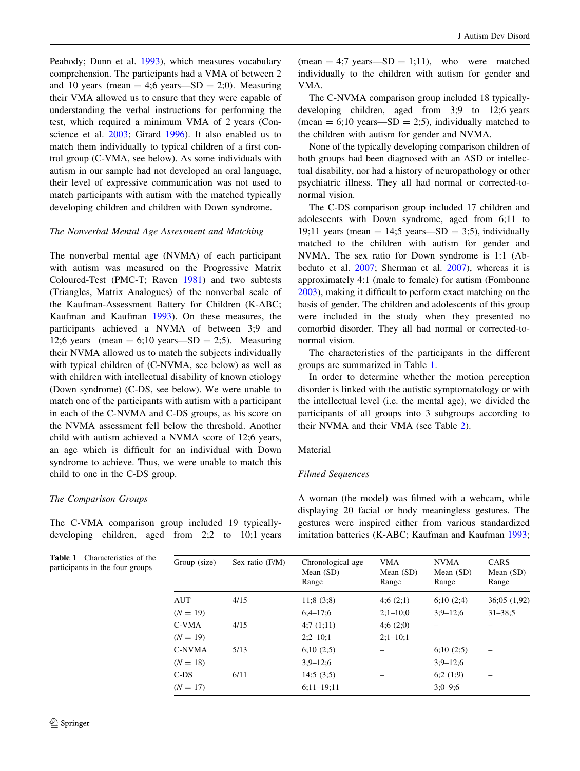Peabody; Dunn et al. 1993), which measures vocabulary comprehension. The participants had a VMA of between 2 and 10 years (mean = 4;6 years—SD = 2;0). Measuring their VMA allowed us to ensure that they were capable of understanding the verbal instructions for performing the test, which required a minimum VMA of 2 years (Conscience et al. 2003; Girard 1996). It also enabled us to match them individually to typical children of a first control group (C-VMA, see below). As some individuals with autism in our sample had not developed an oral language, their level of expressive communication was not used to match participants with autism with the matched typically developing children and children with Down syndrome.

*The Nonverbal Mental Age Assessment and Matching*

The nonverbal mental age (NVMA) of each participant with autism was measured on the Progressive Matrix Coloured-Test (PMC-T; Raven 1981) and two subtests (Triangles, Matrix Analogues) of the nonverbal scale of the Kaufman-Assessment Battery for Children (K-ABC; Kaufman and Kaufman 1993). On these measures, the participants achieved a NVMA of between 3;9 and 12;6 years (mean = 6;10 years—SD = 2;5). Measuring their NVMA allowed us to match the subjects individually with typical children of (C-NVMA, see below) as well as with children with intellectual disability of known etiology (Down syndrome) (C-DS, see below). We were unable to match one of the participants with autism with a participant in each of the C-NVMA and C-DS groups, as his score on the NVMA assessment fell below the threshold. Another child with autism achieved a NVMA score of 12;6 years, an age which is difficult for an individual with Down syndrome to achieve. Thus, we were unable to match this child to one in the C-DS group.

*The Comparison Groups*

The C-VMA comparison group included 19 typically-developing children, aged from 2;2 to 10;1 years (mean = 4;7 years—SD = 1;11), who were matched individually to the children with autism for gender and VMA.

The C-NVMA comparison group included 18 typically-developing children, aged from 3;9 to 12;6 years (mean = 6;10 years—SD = 2;5), individually matched to the children with autism for gender and NVMA.

None of the typically developing comparison children of both groups had been diagnosed with an ASD or intellectual disability, nor had a history of neuropathology or other psychiatric illness. They all had normal or corrected-to-normal vision.

The C-DS comparison group included 17 children and adolescents with Down syndrome, aged from 6;11 to 19;11 years (mean = 14;5 years—SD = 3;5), individually matched to the children with autism for gender and NVMA. The sex ratio for Down syndrome is 1:1 (Abbeduto et al. 2007; Sherman et al. 2007), whereas it is approximately 4:1 (male to female) for autism (Fombonne 2003), making it difficult to perform exact matching on the basis of gender. The children and adolescents of this group were included in the study when they presented no comorbid disorder. They all had normal or corrected-to-normal vision.

The characteristics of the participants in the different groups are summarized in Table 1.

In order to determine whether the motion perception disorder is linked with the autistic symptomatology or with the intellectual level (i.e. the mental age), we divided the participants of all groups into 3 subgroups according to their NVMA and their VMA (see Table 2).

Material

*Filmed Sequences*

A woman (the model) was filmed with a webcam, while displaying 20 facial or body meaningless gestures. The gestures were inspired either from various standardized imitation batteries (K-ABC; Kaufman and Kaufman 1993;

**Table 1** Characteristics of the participants in the four groups

| Group (size) | Sex ratio (F/M) | Chronological age Mean (SD) Range | VMA Mean (SD) Range | NVMA Mean (SD) Range | CARS Mean (SD) Range |
|---|---|---|---|---|---|
| AUT | 4/15 | 11;8 (3;8) | 4;6 (2;1) | 6;10 (2;4) | 36;05 (1,92) |
| (N = 19) | | 6;4–17;6 | 2;1–10;0 | 3;9–12;6 | 31–38;5 |
| C-VMA | 4/15 | 4;7 (1;11) | 4;6 (2;0) | – | – |
| (N = 19) | | 2;2–10;1 | 2;1–10;1 | | |
| C-NVMA | 5/13 | 6;10 (2;5) | – | 6;10 (2;5) | – |
| (N = 18) | | 3;9–12;6 | | 3;9–12;6 | |
| C-DS | 6/11 | 14;5 (3;5) | – | 6;2 (1;9) | – |
| (N = 17) | | 6;11–19;11 | | 3;0–9;6 | |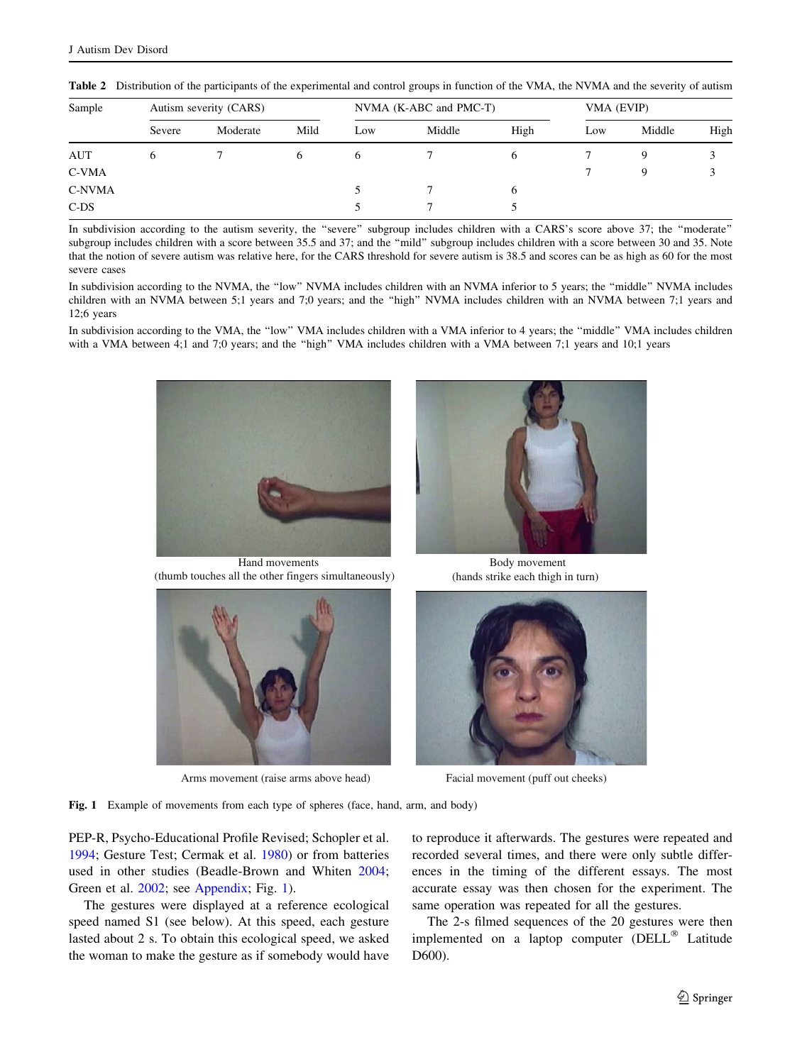**Table 2** Distribution of the participants of the experimental and control groups in function of the VMA, the NVMA and the severity of autism

| Sample | Autism severity (CARS) | | | NVMA (K-ABC and PMC-T) | | | VMA (EVIP) | | |
|---|---|---|---|---|---|---|---|---|---|
| | Severe | Moderate | Mild | Low | Middle | High | Low | Middle | High |
| AUT | 6 | 7 | 6 | 6 | 7 | 6 | 7 | 9 | 3 |
| C-VMA | | | | | | | 7 | 9 | 3 |
| C-NVMA | | | | 5 | 7 | 6 | | | |
| C-DS | | | | 5 | 7 | 5 | | | |

In subdivision according to the autism severity, the "severe" subgroup includes children with a CARS's score above 37; the "moderate" subgroup includes children with a score between 35.5 and 37; and the "mild" subgroup includes children with a score between 30 and 35. Note that the notion of severe autism was relative here, for the CARS threshold for severe autism is 38.5 and scores can be as high as 60 for the most severe cases

In subdivision according to the NVMA, the "low" NVMA includes children with an NVMA inferior to 5 years; the "middle" NVMA includes children with an NVMA between 5;1 years and 7;0 years; and the "high" NVMA includes children with an NVMA between 7;1 years and 12;6 years

In subdivision according to the VMA, the "low" VMA includes children with a VMA inferior to 4 years; the "middle" VMA includes children with a VMA between 4;1 and 7;0 years; and the "high" VMA includes children with a VMA between 7;1 years and 10;1 years

Hand movements
(thumb touches all the other fingers simultaneously)

Body movement
(hands strike each thigh in turn)

Arms movement (raise arms above head)

Facial movement (puff out cheeks)

**Fig. 1** Example of movements from each type of spheres (face, hand, arm, and body)

PEP-R, Psycho-Educational Profile Revised; Schopler et al. 1994; Gesture Test; Cermak et al. 1980) or from batteries used in other studies (Beadle-Brown and Whiten 2004; Green et al. 2002; see Appendix; Fig. 1).

The gestures were displayed at a reference ecological speed named S1 (see below). At this speed, each gesture lasted about 2 s. To obtain this ecological speed, we asked the woman to make the gesture as if somebody would have to reproduce it afterwards. The gestures were repeated and recorded several times, and there were only subtle differences in the timing of the different essays. The most accurate essay was then chosen for the experiment. The same operation was repeated for all the gestures.

The 2-s filmed sequences of the 20 gestures were then implemented on a laptop computer (DELL® Latitude D600).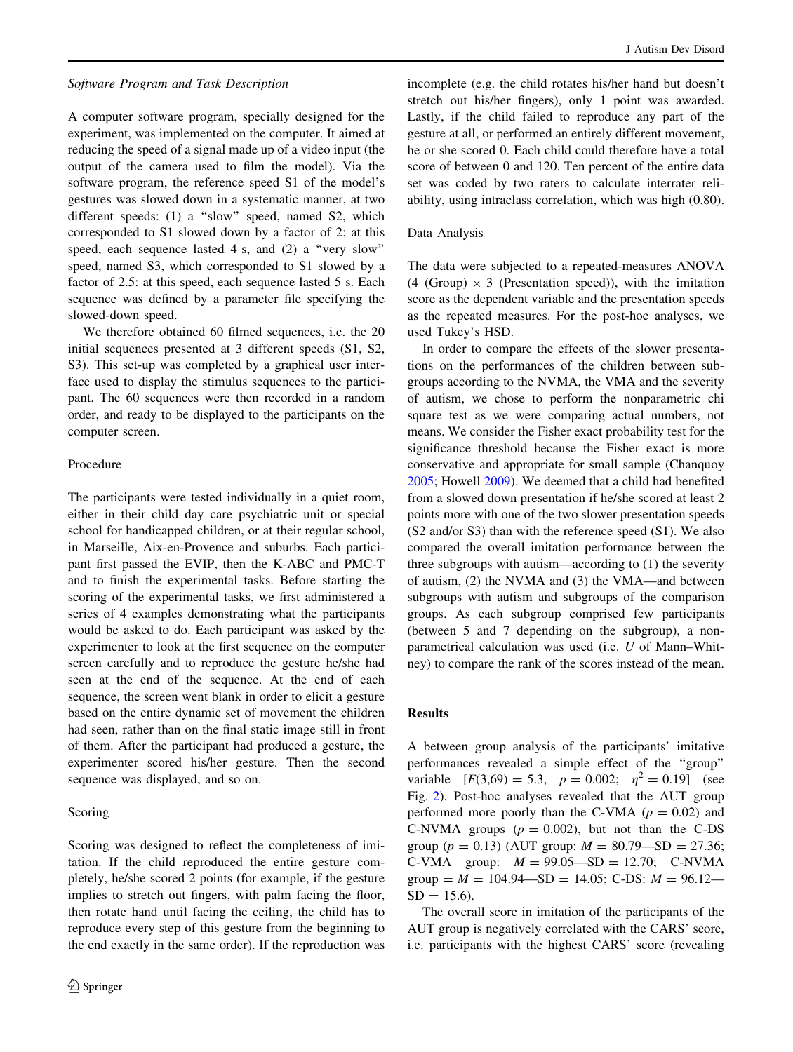*Software Program and Task Description*

A computer software program, specially designed for the experiment, was implemented on the computer. It aimed at reducing the speed of a signal made up of a video input (the output of the camera used to film the model). Via the software program, the reference speed S1 of the model's gestures was slowed down in a systematic manner, at two different speeds: (1) a "slow" speed, named S2, which corresponded to S1 slowed down by a factor of 2: at this speed, each sequence lasted 4 s, and (2) a "very slow" speed, named S3, which corresponded to S1 slowed by a factor of 2.5: at this speed, each sequence lasted 5 s. Each sequence was defined by a parameter file specifying the slowed-down speed.

We therefore obtained 60 filmed sequences, i.e. the 20 initial sequences presented at 3 different speeds (S1, S2, S3). This set-up was completed by a graphical user interface used to display the stimulus sequences to the participant. The 60 sequences were then recorded in a random order, and ready to be displayed to the participants on the computer screen.

Procedure

The participants were tested individually in a quiet room, either in their child day care psychiatric unit or special school for handicapped children, or at their regular school, in Marseille, Aix-en-Provence and suburbs. Each participant first passed the EVIP, then the K-ABC and PMC-T and to finish the experimental tasks. Before starting the scoring of the experimental tasks, we first administered a series of 4 examples demonstrating what the participants would be asked to do. Each participant was asked by the experimenter to look at the first sequence on the computer screen carefully and to reproduce the gesture he/she had seen at the end of the sequence. At the end of each sequence, the screen went blank in order to elicit a gesture based on the entire dynamic set of movement the children had seen, rather than on the final static image still in front of them. After the participant had produced a gesture, the experimenter scored his/her gesture. Then the second sequence was displayed, and so on.

Scoring

Scoring was designed to reflect the completeness of imitation. If the child reproduced the entire gesture completely, he/she scored 2 points (for example, if the gesture implies to stretch out fingers, with palm facing the floor, then rotate hand until facing the ceiling, the child has to reproduce every step of this gesture from the beginning to the end exactly in the same order). If the reproduction was incomplete (e.g. the child rotates his/her hand but doesn't stretch out his/her fingers), only 1 point was awarded. Lastly, if the child failed to reproduce any part of the gesture at all, or performed an entirely different movement, he or she scored 0. Each child could therefore have a total score of between 0 and 120. Ten percent of the entire data set was coded by two raters to calculate interrater reliability, using intraclass correlation, which was high (0.80).

Data Analysis

The data were subjected to a repeated-measures ANOVA (4 (Group) × 3 (Presentation speed)), with the imitation score as the dependent variable and the presentation speeds as the repeated measures. For the post-hoc analyses, we used Tukey's HSD.

In order to compare the effects of the slower presentations on the performances of the children between subgroups according to the NVMA, the VMA and the severity of autism, we chose to perform the nonparametric chi square test as we were comparing actual numbers, not means. We consider the Fisher exact probability test for the significance threshold because the Fisher exact is more conservative and appropriate for small sample (Chanquoy 2005; Howell 2009). We deemed that a child had benefited from a slowed down presentation if he/she scored at least 2 points more with one of the two slower presentation speeds (S2 and/or S3) than with the reference speed (S1). We also compared the overall imitation performance between the three subgroups with autism—according to (1) the severity of autism, (2) the NVMA and (3) the VMA—and between subgroups with autism and subgroups of the comparison groups. As each subgroup comprised few participants (between 5 and 7 depending on the subgroup), a non-parametrical calculation was used (i.e. $U$ of Mann–Whitney) to compare the rank of the scores instead of the mean.

## Results

A between group analysis of the participants' imitative performances revealed a simple effect of the "group" variable [$F(3,69) = 5.3$, $p = 0.002$; $\eta^2 = 0.19$] (see Fig. 2). Post-hoc analyses revealed that the AUT group performed more poorly than the C-VMA ($p = 0.02$) and C-NVMA groups ($p = 0.002$), but not than the C-DS group ($p = 0.13$) (AUT group: $M = 80.79$—SD $= 27.36$; C-VMA group: $M = 99.05$—SD $= 12.70$; C-NVMA group $= M = 104.94$—SD $= 14.05$; C-DS: $M = 96.12$—SD $= 15.6$).

The overall score in imitation of the participants of the AUT group is negatively correlated with the CARS' score, i.e. participants with the highest CARS' score (revealing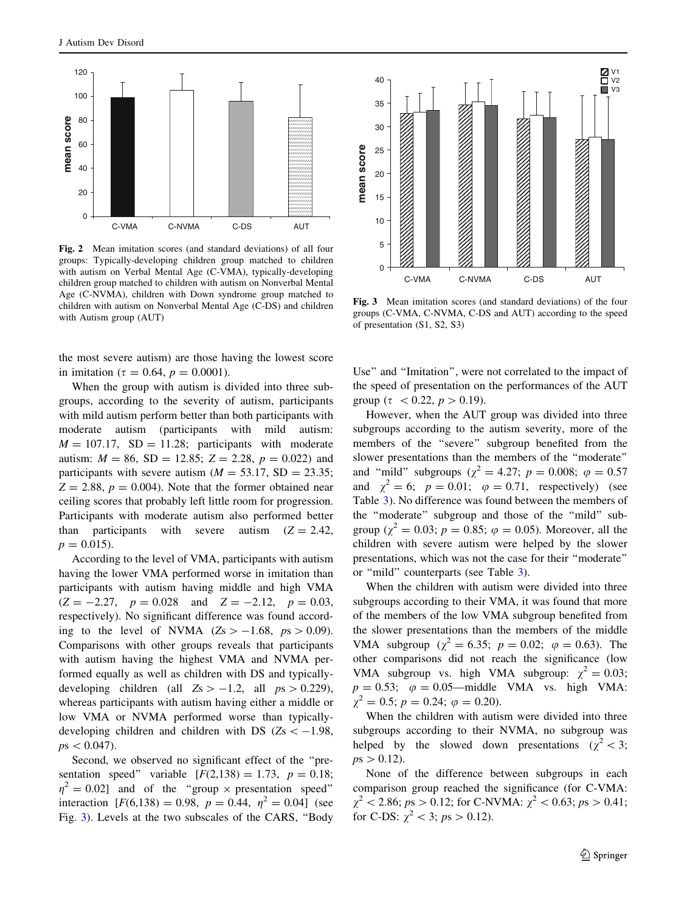120
100
80
60
40
20
0
mean score
C-VMA
C-NVMA
C-DS
AUT

**Fig. 2** Mean imitation scores (and standard deviations) of all four groups: Typically-developing children group matched to children with autism on Verbal Mental Age (C-VMA), typically-developing children group matched to children with autism on Nonverbal Mental Age (C-NVMA), children with Down syndrome group matched to children with autism on Nonverbal Mental Age (C-DS) and children with Autism group (AUT)

V1
V2
V3
40
35
30
25
20
15
10
5
0
mean score
C-VMA
C-NVMA
C-DS
AUT

**Fig. 3** Mean imitation scores (and standard deviations) of the four groups (C-VMA, C-NVMA, C-DS and AUT) according to the speed of presentation (S1, S2, S3)

the most severe autism) are those having the lowest score in imitation ($\tau = 0.64$, $p = 0.0001$).

When the group with autism is divided into three subgroups, according to the severity of autism, participants with mild autism perform better than both participants with moderate autism (participants with mild autism: $M = 107.17$, $SD = 11.28$; participants with moderate autism: $M = 86$, $SD = 12.85$; $Z = 2.28$, $p = 0.022$) and participants with severe autism ($M = 53.17$, $SD = 23.35$; $Z = 2.88$, $p = 0.004$). Note that the former obtained near ceiling scores that probably left little room for progression. Participants with moderate autism also performed better than participants with severe autism ($Z = 2.42$, $p = 0.015$).

According to the level of VMA, participants with autism having the lower VMA performed worse in imitation than participants with autism having middle and high VMA ($Z = -2.27$, $p = 0.028$ and $Z = -2.12$, $p = 0.03$, respectively). No significant difference was found according to the level of NVMA ($Zs > -1.68$, $ps > 0.09$). Comparisons with other groups reveals that participants with autism having the highest VMA and NVMA performed equally as well as children with DS and typically-developing children (all $Zs > -1.2$, all $ps > 0.229$), whereas participants with autism having either a middle or low VMA or NVMA performed worse than typically-developing children and children with DS ($Zs < -1.98$, $ps < 0.047$).

Second, we observed no significant effect of the "presentation speed" variable [$F(2,138) = 1.73$, $p = 0.18$; $\eta^2 = 0.02$] and of the "group × presentation speed" interaction [$F(6,138) = 0.98$, $p = 0.44$, $\eta^2 = 0.04$] (see Fig. 3). Levels at the two subscales of the CARS, "Body Use" and "Imitation", were not correlated to the impact of the speed of presentation on the performances of the AUT group ($\tau < 0.22$, $p > 0.19$).

However, when the AUT group was divided into three subgroups according to the autism severity, more of the members of the "severe" subgroup benefited from the slower presentations than the members of the "moderate" and "mild" subgroups ($\chi^2 = 4.27$; $p = 0.008$; $\varphi = 0.57$ and $\chi^2 = 6$; $p = 0.01$; $\varphi = 0.71$, respectively) (see Table 3). No difference was found between the members of the "moderate" subgroup and those of the "mild" subgroup ($\chi^2 = 0.03$; $p = 0.85$; $\varphi = 0.05$). Moreover, all the children with severe autism were helped by the slower presentations, which was not the case for their "moderate" or "mild" counterparts (see Table 3).

When the children with autism were divided into three subgroups according to their VMA, it was found that more of the members of the low VMA subgroup benefited from the slower presentations than the members of the middle VMA subgroup ($\chi^2 = 6.35$; $p = 0.02$; $\varphi = 0.63$). The other comparisons did not reach the significance (low VMA subgroup vs. high VMA subgroup: $\chi^2 = 0.03$; $p = 0.53$; $\varphi = 0.05$—middle VMA vs. high VMA: $\chi^2 = 0.5$; $p = 0.24$; $\varphi = 0.20$).

When the children with autism were divided into three subgroups according to their NVMA, no subgroup was helped by the slowed down presentations ($\chi^2 < 3$; $ps > 0.12$).

None of the difference between subgroups in each comparison group reached the significance (for C-VMA: $\chi^2 < 2.86$; $ps > 0.12$; for C-NVMA: $\chi^2 < 0.63$; $ps > 0.41$; for C-DS: $\chi^2 < 3$; $ps > 0.12$).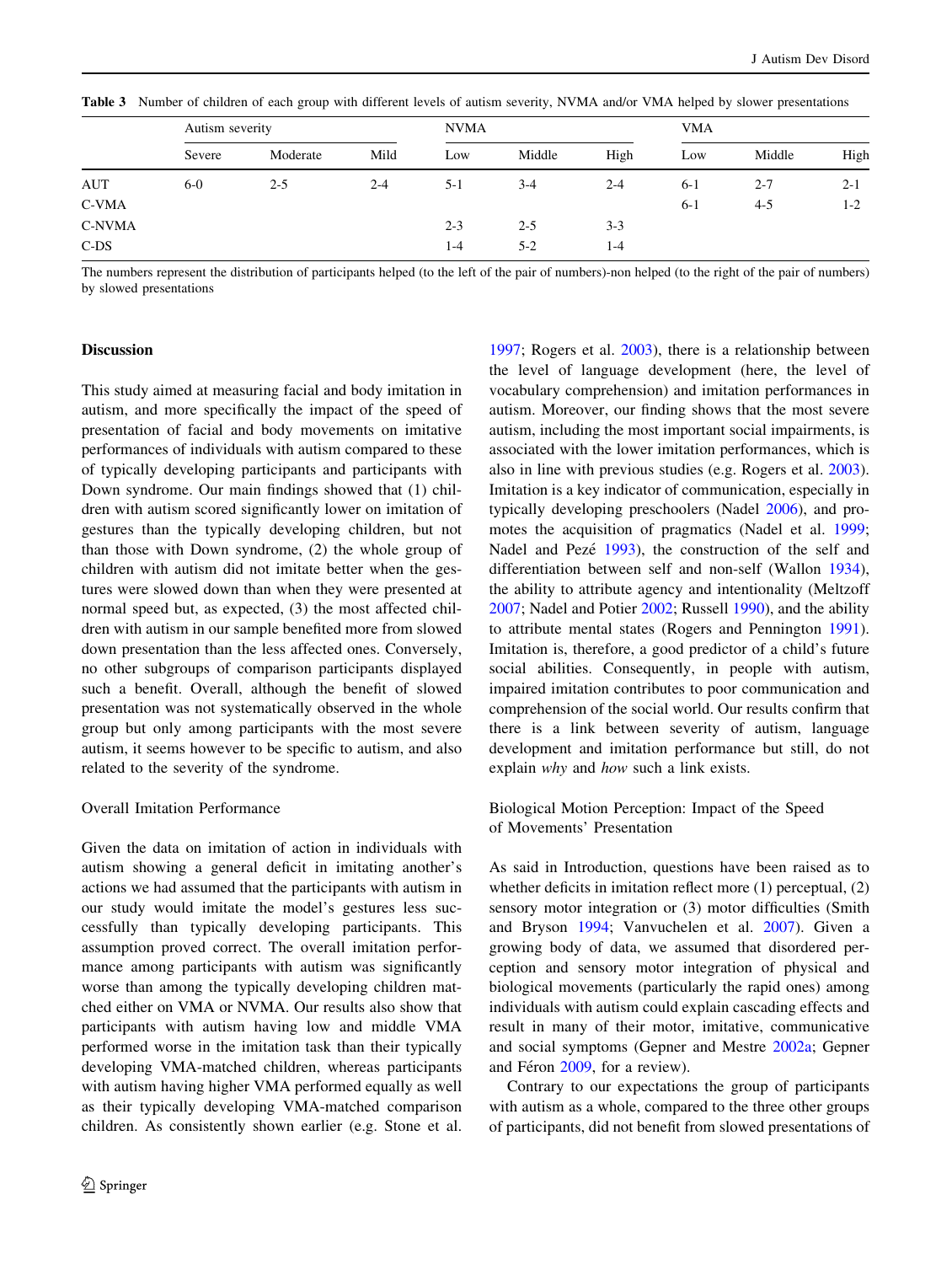**Table 3** Number of children of each group with different levels of autism severity, NVMA and/or VMA helped by slower presentations

| | Autism severity | | | NVMA | | | VMA | | |
|---|---|---|---|---|---|---|---|---|---|
| | Severe | Moderate | Mild | Low | Middle | High | Low | Middle | High |
| AUT | 6-0 | 2-5 | 2-4 | 5-1 | 3-4 | 2-4 | 6-1 | 2-7 | 2-1 |
| C-VMA | | | | | | | 6-1 | 4-5 | 1-2 |
| C-NVMA | | | | 2-3 | 2-5 | 3-3 | | | |
| C-DS | | | | 1-4 | 5-2 | 1-4 | | | |

The numbers represent the distribution of participants helped (to the left of the pair of numbers)-non helped (to the right of the pair of numbers) by slowed presentations

## Discussion

This study aimed at measuring facial and body imitation in autism, and more specifically the impact of the speed of presentation of facial and body movements on imitative performances of individuals with autism compared to these of typically developing participants and participants with Down syndrome. Our main findings showed that (1) children with autism scored significantly lower on imitation of gestures than the typically developing children, but not than those with Down syndrome, (2) the whole group of children with autism did not imitate better when the gestures were slowed down than when they were presented at normal speed but, as expected, (3) the most affected children with autism in our sample benefited more from slowed down presentation than the less affected ones. Conversely, no other subgroups of comparison participants displayed such a benefit. Overall, although the benefit of slowed presentation was not systematically observed in the whole group but only among participants with the most severe autism, it seems however to be specific to autism, and also related to the severity of the syndrome.

### Overall Imitation Performance

Given the data on imitation of action in individuals with autism showing a general deficit in imitating another's actions we had assumed that the participants with autism in our study would imitate the model's gestures less successfully than typically developing participants. This assumption proved correct. The overall imitation performance among participants with autism was significantly worse than among the typically developing children matched either on VMA or NVMA. Our results also show that participants with autism having low and middle VMA performed worse in the imitation task than their typically developing VMA-matched children, whereas participants with autism having higher VMA performed equally as well as their typically developing VMA-matched comparison children. As consistently shown earlier (e.g. Stone et al. 1997; Rogers et al. 2003), there is a relationship between the level of language development (here, the level of vocabulary comprehension) and imitation performances in autism. Moreover, our finding shows that the most severe autism, including the most important social impairments, is associated with the lower imitation performances, which is also in line with previous studies (e.g. Rogers et al. 2003). Imitation is a key indicator of communication, especially in typically developing preschoolers (Nadel 2006), and promotes the acquisition of pragmatics (Nadel et al. 1999; Nadel and Pezé 1993), the construction of the self and differentiation between self and non-self (Wallon 1934), the ability to attribute agency and intentionality (Meltzoff 2007; Nadel and Potier 2002; Russell 1990), and the ability to attribute mental states (Rogers and Pennington 1991). Imitation is, therefore, a good predictor of a child's future social abilities. Consequently, in people with autism, impaired imitation contributes to poor communication and comprehension of the social world. Our results confirm that there is a link between severity of autism, language development and imitation performance but still, do not explain *why* and *how* such a link exists.

### Biological Motion Perception: Impact of the Speed of Movements' Presentation

As said in Introduction, questions have been raised as to whether deficits in imitation reflect more (1) perceptual, (2) sensory motor integration or (3) motor difficulties (Smith and Bryson 1994; Vanvuchelen et al. 2007). Given a growing body of data, we assumed that disordered perception and sensory motor integration of physical and biological movements (particularly the rapid ones) among individuals with autism could explain cascading effects and result in many of their motor, imitative, communicative and social symptoms (Gepner and Mestre 2002a; Gepner and Féron 2009, for a review).

Contrary to our expectations the group of participants with autism as a whole, compared to the three other groups of participants, did not benefit from slowed presentations of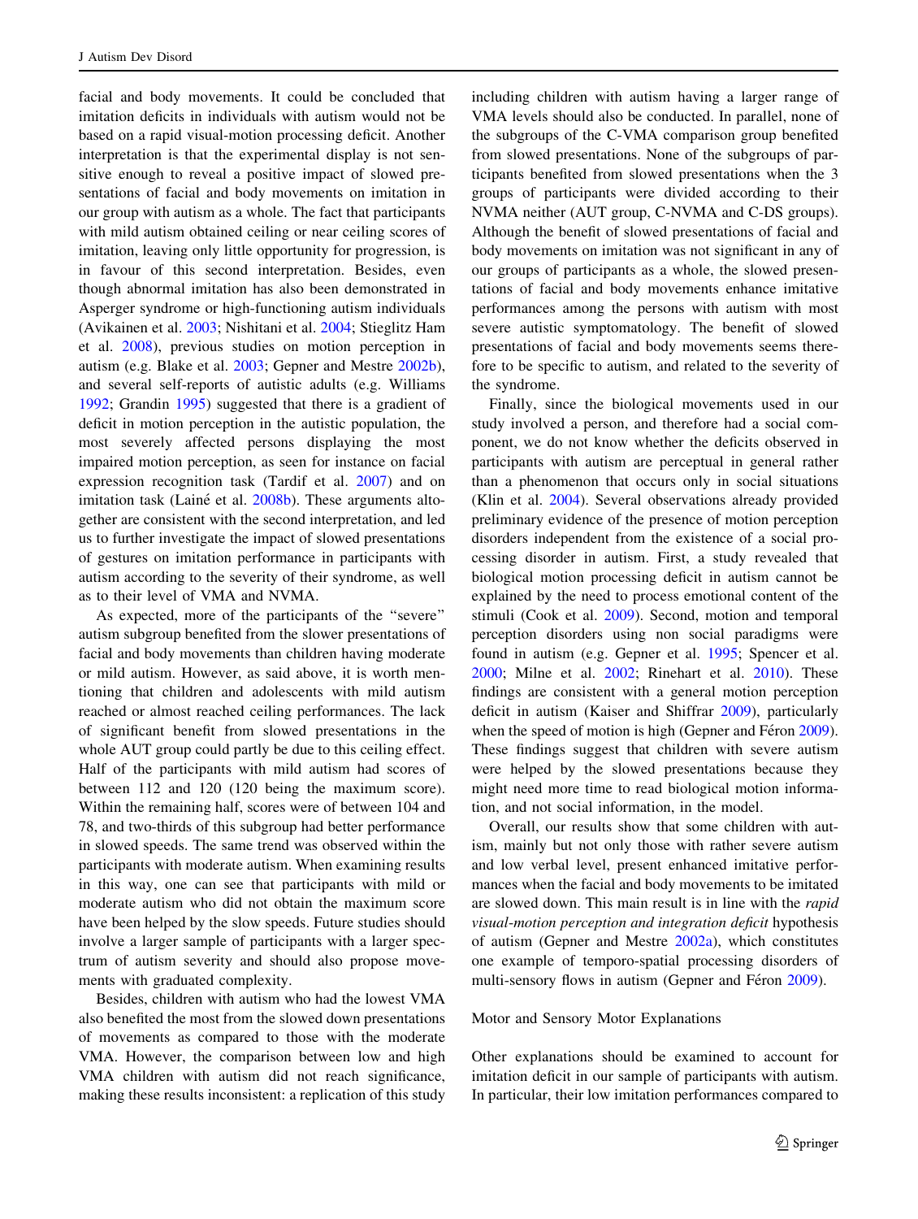facial and body movements. It could be concluded that imitation deficits in individuals with autism would not be based on a rapid visual-motion processing deficit. Another interpretation is that the experimental display is not sensitive enough to reveal a positive impact of slowed presentations of facial and body movements on imitation in our group with autism as a whole. The fact that participants with mild autism obtained ceiling or near ceiling scores of imitation, leaving only little opportunity for progression, is in favour of this second interpretation. Besides, even though abnormal imitation has also been demonstrated in Asperger syndrome or high-functioning autism individuals (Avikainen et al. 2003; Nishitani et al. 2004; Stieglitz Ham et al. 2008), previous studies on motion perception in autism (e.g. Blake et al. 2003; Gepner and Mestre 2002b), and several self-reports of autistic adults (e.g. Williams 1992; Grandin 1995) suggested that there is a gradient of deficit in motion perception in the autistic population, the most severely affected persons displaying the most impaired motion perception, as seen for instance on facial expression recognition task (Tardif et al. 2007) and on imitation task (Lainé et al. 2008b). These arguments altogether are consistent with the second interpretation, and led us to further investigate the impact of slowed presentations of gestures on imitation performance in participants with autism according to the severity of their syndrome, as well as to their level of VMA and NVMA.

As expected, more of the participants of the "severe" autism subgroup benefited from the slower presentations of facial and body movements than children having moderate or mild autism. However, as said above, it is worth mentioning that children and adolescents with mild autism reached or almost reached ceiling performances. The lack of significant benefit from slowed presentations in the whole AUT group could partly be due to this ceiling effect. Half of the participants with mild autism had scores of between 112 and 120 (120 being the maximum score). Within the remaining half, scores were of between 104 and 78, and two-thirds of this subgroup had better performance in slowed speeds. The same trend was observed within the participants with moderate autism. When examining results in this way, one can see that participants with mild or moderate autism who did not obtain the maximum score have been helped by the slow speeds. Future studies should involve a larger sample of participants with a larger spectrum of autism severity and should also propose movements with graduated complexity.

Besides, children with autism who had the lowest VMA also benefited the most from the slowed down presentations of movements as compared to those with the moderate VMA. However, the comparison between low and high VMA children with autism did not reach significance, making these results inconsistent: a replication of this study including children with autism having a larger range of VMA levels should also be conducted. In parallel, none of the subgroups of the C-VMA comparison group benefited from slowed presentations. None of the subgroups of participants benefited from slowed presentations when the 3 groups of participants were divided according to their NVMA neither (AUT group, C-NVMA and C-DS groups). Although the benefit of slowed presentations of facial and body movements on imitation was not significant in any of our groups of participants as a whole, the slowed presentations of facial and body movements enhance imitative performances among the persons with autism with most severe autistic symptomatology. The benefit of slowed presentations of facial and body movements seems therefore to be specific to autism, and related to the severity of the syndrome.

Finally, since the biological movements used in our study involved a person, and therefore had a social component, we do not know whether the deficits observed in participants with autism are perceptual in general rather than a phenomenon that occurs only in social situations (Klin et al. 2004). Several observations already provided preliminary evidence of the presence of motion perception disorders independent from the existence of a social processing disorder in autism. First, a study revealed that biological motion processing deficit in autism cannot be explained by the need to process emotional content of the stimuli (Cook et al. 2009). Second, motion and temporal perception disorders using non social paradigms were found in autism (e.g. Gepner et al. 1995; Spencer et al. 2000; Milne et al. 2002; Rinehart et al. 2010). These findings are consistent with a general motion perception deficit in autism (Kaiser and Shiffrar 2009), particularly when the speed of motion is high (Gepner and Féron 2009). These findings suggest that children with severe autism were helped by the slowed presentations because they might need more time to read biological motion information, and not social information, in the model.

Overall, our results show that some children with autism, mainly but not only those with rather severe autism and low verbal level, present enhanced imitative performances when the facial and body movements to be imitated are slowed down. This main result is in line with the *rapid visual-motion perception and integration deficit* hypothesis of autism (Gepner and Mestre 2002a), which constitutes one example of temporo-spatial processing disorders of multi-sensory flows in autism (Gepner and Féron 2009).

### Motor and Sensory Motor Explanations

Other explanations should be examined to account for imitation deficit in our sample of participants with autism. In particular, their low imitation performances compared to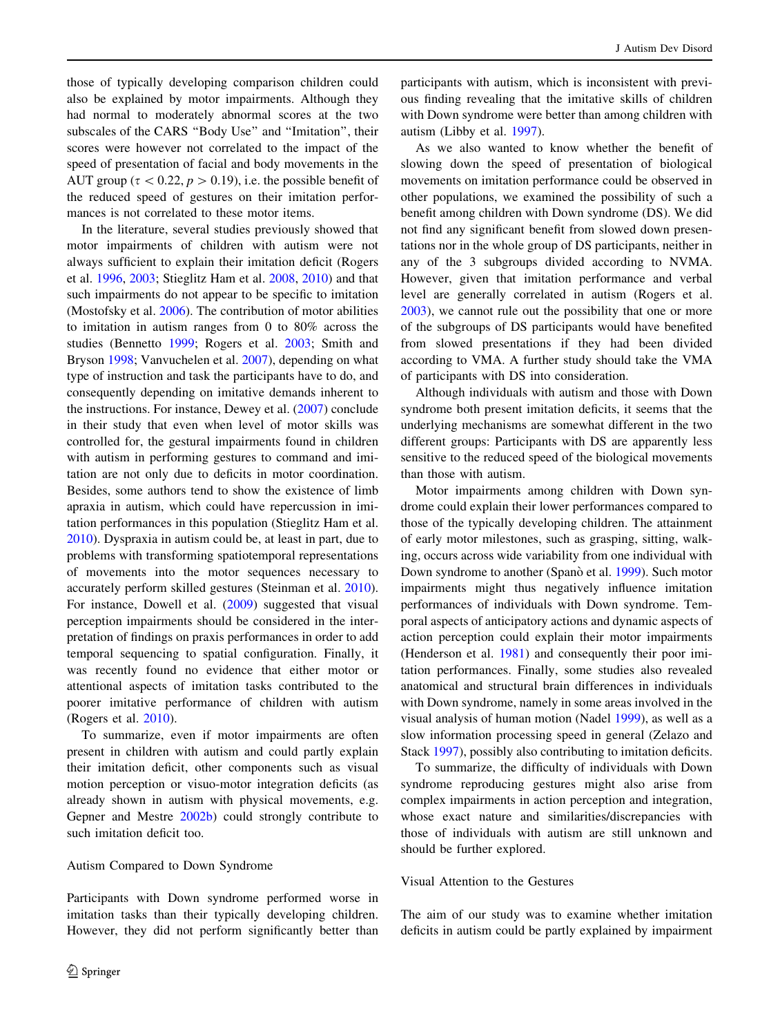those of typically developing comparison children could also be explained by motor impairments. Although they had normal to moderately abnormal scores at the two subscales of the CARS "Body Use" and "Imitation", their scores were however not correlated to the impact of the speed of presentation of facial and body movements in the AUT group ($\tau < 0.22$, $p > 0.19$), i.e. the possible benefit of the reduced speed of gestures on their imitation performances is not correlated to these motor items.

In the literature, several studies previously showed that motor impairments of children with autism were not always sufficient to explain their imitation deficit (Rogers et al. 1996, 2003; Stieglitz Ham et al. 2008, 2010) and that such impairments do not appear to be specific to imitation (Mostofsky et al. 2006). The contribution of motor abilities to imitation in autism ranges from 0 to 80% across the studies (Bennetto 1999; Rogers et al. 2003; Smith and Bryson 1998; Vanvuchelen et al. 2007), depending on what type of instruction and task the participants have to do, and consequently depending on imitative demands inherent to the instructions. For instance, Dewey et al. (2007) conclude in their study that even when level of motor skills was controlled for, the gestural impairments found in children with autism in performing gestures to command and imitation are not only due to deficits in motor coordination. Besides, some authors tend to show the existence of limb apraxia in autism, which could have repercussion in imitation performances in this population (Stieglitz Ham et al. 2010). Dyspraxia in autism could be, at least in part, due to problems with transforming spatiotemporal representations of movements into the motor sequences necessary to accurately perform skilled gestures (Steinman et al. 2010). For instance, Dowell et al. (2009) suggested that visual perception impairments should be considered in the interpretation of findings on praxis performances in order to add temporal sequencing to spatial configuration. Finally, it was recently found no evidence that either motor or attentional aspects of imitation tasks contributed to the poorer imitative performance of children with autism (Rogers et al. 2010).

To summarize, even if motor impairments are often present in children with autism and could partly explain their imitation deficit, other components such as visual motion perception or visuo-motor integration deficits (as already shown in autism with physical movements, e.g. Gepner and Mestre 2002b) could strongly contribute to such imitation deficit too.

### Autism Compared to Down Syndrome

Participants with Down syndrome performed worse in imitation tasks than their typically developing children. However, they did not perform significantly better than participants with autism, which is inconsistent with previous finding revealing that the imitative skills of children with Down syndrome were better than among children with autism (Libby et al. 1997).

As we also wanted to know whether the benefit of slowing down the speed of presentation of biological movements on imitation performance could be observed in other populations, we examined the possibility of such a benefit among children with Down syndrome (DS). We did not find any significant benefit from slowed down presentations nor in the whole group of DS participants, neither in any of the 3 subgroups divided according to NVMA. However, given that imitation performance and verbal level are generally correlated in autism (Rogers et al. 2003), we cannot rule out the possibility that one or more of the subgroups of DS participants would have benefited from slowed presentations if they had been divided according to VMA. A further study should take the VMA of participants with DS into consideration.

Although individuals with autism and those with Down syndrome both present imitation deficits, it seems that the underlying mechanisms are somewhat different in the two different groups: Participants with DS are apparently less sensitive to the reduced speed of the biological movements than those with autism.

Motor impairments among children with Down syndrome could explain their lower performances compared to those of the typically developing children. The attainment of early motor milestones, such as grasping, sitting, walking, occurs across wide variability from one individual with Down syndrome to another (Spanò et al. 1999). Such motor impairments might thus negatively influence imitation performances of individuals with Down syndrome. Temporal aspects of anticipatory actions and dynamic aspects of action perception could explain their motor impairments (Henderson et al. 1981) and consequently their poor imitation performances. Finally, some studies also revealed anatomical and structural brain differences in individuals with Down syndrome, namely in some areas involved in the visual analysis of human motion (Nadel 1999), as well as a slow information processing speed in general (Zelazo and Stack 1997), possibly also contributing to imitation deficits.

To summarize, the difficulty of individuals with Down syndrome reproducing gestures might also arise from complex impairments in action perception and integration, whose exact nature and similarities/discrepancies with those of individuals with autism are still unknown and should be further explored.

### Visual Attention to the Gestures

The aim of our study was to examine whether imitation deficits in autism could be partly explained by impairment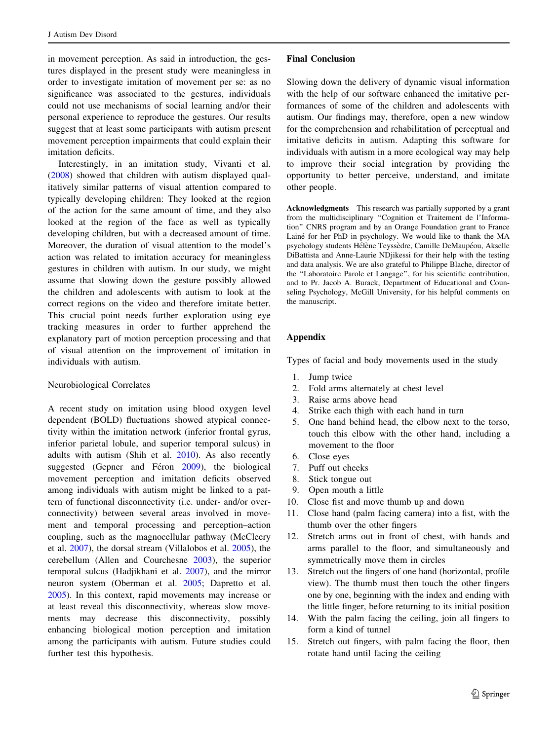in movement perception. As said in introduction, the gestures displayed in the present study were meaningless in order to investigate imitation of movement per se: as no significance was associated to the gestures, individuals could not use mechanisms of social learning and/or their personal experience to reproduce the gestures. Our results suggest that at least some participants with autism present movement perception impairments that could explain their imitation deficits.

Interestingly, in an imitation study, Vivanti et al. (2008) showed that children with autism displayed qualitatively similar patterns of visual attention compared to typically developing children: They looked at the region of the action for the same amount of time, and they also looked at the region of the face as well as typically developing children, but with a decreased amount of time. Moreover, the duration of visual attention to the model's action was related to imitation accuracy for meaningless gestures in children with autism. In our study, we might assume that slowing down the gesture possibly allowed the children and adolescents with autism to look at the correct regions on the video and therefore imitate better. This crucial point needs further exploration using eye tracking measures in order to further apprehend the explanatory part of motion perception processing and that of visual attention on the improvement of imitation in individuals with autism.

### Neurobiological Correlates

A recent study on imitation using blood oxygen level dependent (BOLD) fluctuations showed atypical connectivity within the imitation network (inferior frontal gyrus, inferior parietal lobule, and superior temporal sulcus) in adults with autism (Shih et al. 2010). As also recently suggested (Gepner and Féron 2009), the biological movement perception and imitation deficits observed among individuals with autism might be linked to a pattern of functional disconnectivity (i.e. under- and/or over-connectivity) between several areas involved in movement and temporal processing and perception–action coupling, such as the magnocellular pathway (McCleery et al. 2007), the dorsal stream (Villalobos et al. 2005), the cerebellum (Allen and Courchesne 2003), the superior temporal sulcus (Hadjikhani et al. 2007), and the mirror neuron system (Oberman et al. 2005; Dapretto et al. 2005). In this context, rapid movements may increase or at least reveal this disconnectivity, whereas slow movements may decrease this disconnectivity, possibly enhancing biological motion perception and imitation among the participants with autism. Future studies could further test this hypothesis.

## Final Conclusion

Slowing down the delivery of dynamic visual information with the help of our software enhanced the imitative performances of some of the children and adolescents with autism. Our findings may, therefore, open a new window for the comprehension and rehabilitation of perceptual and imitative deficits in autism. Adapting this software for individuals with autism in a more ecological way may help to improve their social integration by providing the opportunity to better perceive, understand, and imitate other people.

**Acknowledgments** This research was partially supported by a grant from the multidisciplinary "Cognition et Traitement de l'Information" CNRS program and by an Orange Foundation grant to France Lainé for her PhD in psychology. We would like to thank the MA psychology students Hélène Teyssèdre, Camille DeMaupéou, Akselle DiBattista and Anne-Laurie NDjikessi for their help with the testing and data analysis. We are also grateful to Philippe Blache, director of the "Laboratoire Parole et Langage", for his scientific contribution, and to Pr. Jacob A. Burack, Department of Educational and Counseling Psychology, McGill University, for his helpful comments on the manuscript.

## Appendix

Types of facial and body movements used in the study

1. Jump twice
2. Fold arms alternately at chest level
3. Raise arms above head
4. Strike each thigh with each hand in turn
5. One hand behind head, the elbow next to the torso, touch this elbow with the other hand, including a movement to the floor
6. Close eyes
7. Puff out cheeks
8. Stick tongue out
9. Open mouth a little
10. Close fist and move thumb up and down
11. Close hand (palm facing camera) into a fist, with the thumb over the other fingers
12. Stretch arms out in front of chest, with hands and arms parallel to the floor, and simultaneously and symmetrically move them in circles
13. Stretch out the fingers of one hand (horizontal, profile view). The thumb must then touch the other fingers one by one, beginning with the index and ending with the little finger, before returning to its initial position
14. With the palm facing the ceiling, join all fingers to form a kind of tunnel
15. Stretch out fingers, with palm facing the floor, then rotate hand until facing the ceiling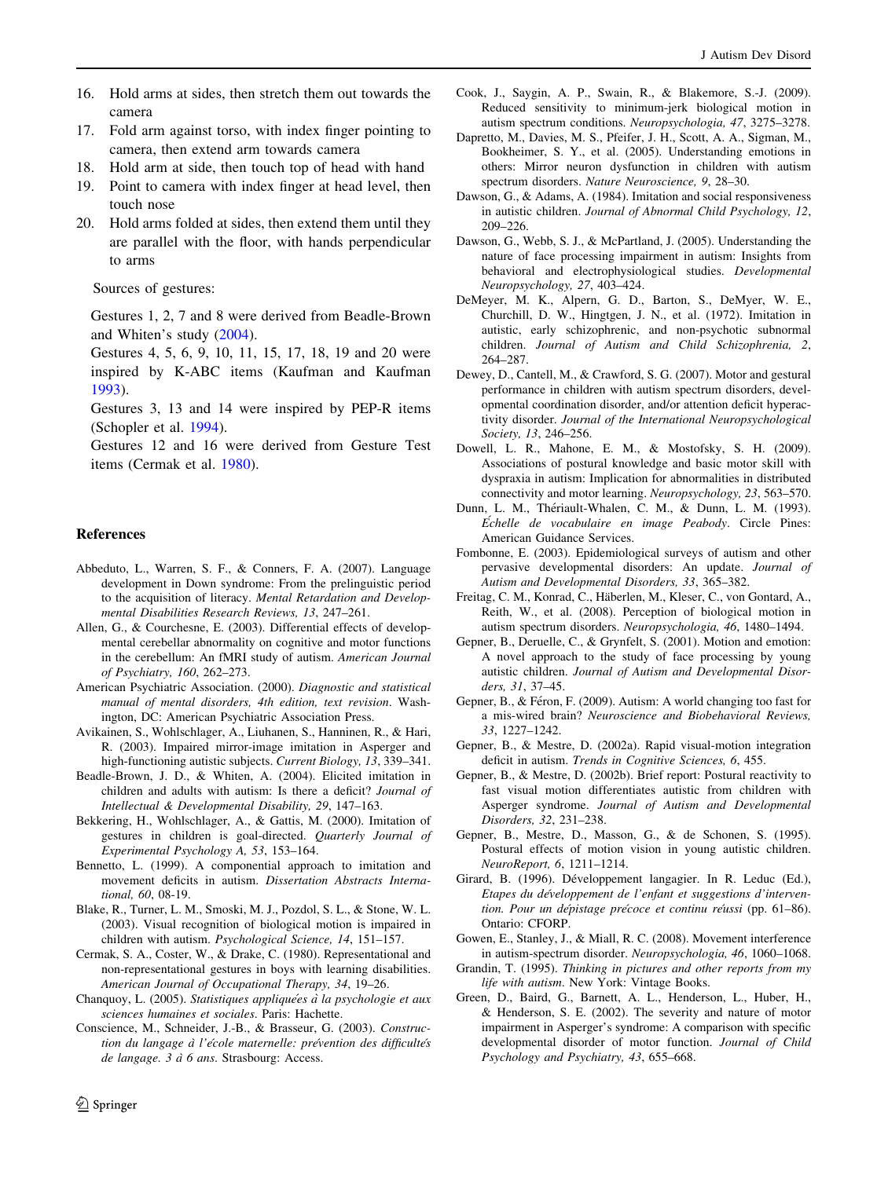16. Hold arms at sides, then stretch them out towards the camera
17. Fold arm against torso, with index finger pointing to camera, then extend arm towards camera
18. Hold arm at side, then touch top of head with hand
19. Point to camera with index finger at head level, then touch nose
20. Hold arms folded at sides, then extend them until they are parallel with the floor, with hands perpendicular to arms

Sources of gestures:

Gestures 1, 2, 7 and 8 were derived from Beadle-Brown and Whiten's study (2004).

Gestures 4, 5, 6, 9, 10, 11, 15, 17, 18, 19 and 20 were inspired by K-ABC items (Kaufman and Kaufman 1993).

Gestures 3, 13 and 14 were inspired by PEP-R items (Schopler et al. 1994).

Gestures 12 and 16 were derived from Gesture Test items (Cermak et al. 1980).

## References

Abbeduto, L., Warren, S. F., & Conners, F. A. (2007). Language development in Down syndrome: From the prelinguistic period to the acquisition of literacy. *Mental Retardation and Developmental Disabilities Research Reviews, 13*, 247–261.

Allen, G., & Courchesne, E. (2003). Differential effects of developmental cerebellar abnormality on cognitive and motor functions in the cerebellum: An fMRI study of autism. *American Journal of Psychiatry, 160*, 262–273.

American Psychiatric Association. (2000). *Diagnostic and statistical manual of mental disorders, 4th edition, text revision*. Washington, DC: American Psychiatric Association Press.

Avikainen, S., Wohlschlager, A., Liuhanen, S., Hanninen, R., & Hari, R. (2003). Impaired mirror-image imitation in Asperger and high-functioning autistic subjects. *Current Biology, 13*, 339–341.

Beadle-Brown, J. D., & Whiten, A. (2004). Elicited imitation in children and adults with autism: Is there a deficit? *Journal of Intellectual & Developmental Disability, 29*, 147–163.

Bekkering, H., Wohlschlager, A., & Gattis, M. (2000). Imitation of gestures in children is goal-directed. *Quarterly Journal of Experimental Psychology A, 53*, 153–164.

Bennetto, L. (1999). A componential approach to imitation and movement deficits in autism. *Dissertation Abstracts International, 60*, 08-19.

Blake, R., Turner, L. M., Smoski, M. J., Pozdol, S. L., & Stone, W. L. (2003). Visual recognition of biological motion is impaired in children with autism. *Psychological Science, 14*, 151–157.

Cermak, S. A., Coster, W., & Drake, C. (1980). Representational and non-representational gestures in boys with learning disabilities. *American Journal of Occupational Therapy, 34*, 19–26.

Chanquoy, L. (2005). *Statistiques appliquées à la psychologie et aux sciences humaines et sociales*. Paris: Hachette.

Conscience, M., Schneider, J.-B., & Brasseur, G. (2003). *Construction du langage à l'école maternelle: prévention des difficultés de langage. 3 à 6 ans*. Strasbourg: Access.

Cook, J., Saygin, A. P., Swain, R., & Blakemore, S.-J. (2009). Reduced sensitivity to minimum-jerk biological motion in autism spectrum conditions. *Neuropsychologia, 47*, 3275–3278.

Dapretto, M., Davies, M. S., Pfeifer, J. H., Scott, A. A., Sigman, M., Bookheimer, S. Y., et al. (2005). Understanding emotions in others: Mirror neuron dysfunction in children with autism spectrum disorders. *Nature Neuroscience, 9*, 28–30.

Dawson, G., & Adams, A. (1984). Imitation and social responsiveness in autistic children. *Journal of Abnormal Child Psychology, 12*, 209–226.

Dawson, G., Webb, S. J., & McPartland, J. (2005). Understanding the nature of face processing impairment in autism: Insights from behavioral and electrophysiological studies. *Developmental Neuropsychology, 27*, 403–424.

DeMeyer, M. K., Alpern, G. D., Barton, S., DeMyer, W. E., Churchill, D. W., Hingtgen, J. N., et al. (1972). Imitation in autistic, early schizophrenic, and non-psychotic subnormal children. *Journal of Autism and Child Schizophrenia, 2*, 264–287.

Dewey, D., Cantell, M., & Crawford, S. G. (2007). Motor and gestural performance in children with autism spectrum disorders, developmental coordination disorder, and/or attention deficit hyperactivity disorder. *Journal of the International Neuropsychological Society, 13*, 246–256.

Dowell, L. R., Mahone, E. M., & Mostofsky, S. H. (2009). Associations of postural knowledge and basic motor skill with dyspraxia in autism: Implication for abnormalities in distributed connectivity and motor learning. *Neuropsychology, 23*, 563–570.

Dunn, L. M., Thériault-Whalen, C. M., & Dunn, L. M. (1993). *Échelle de vocabulaire en image Peabody*. Circle Pines: American Guidance Services.

Fombonne, E. (2003). Epidemiological surveys of autism and other pervasive developmental disorders: An update. *Journal of Autism and Developmental Disorders, 33*, 365–382.

Freitag, C. M., Konrad, C., Häberlen, M., Kleser, C., von Gontard, A., Reith, W., et al. (2008). Perception of biological motion in autism spectrum disorders. *Neuropsychologia, 46*, 1480–1494.

Gepner, B., Deruelle, C., & Grynfelt, S. (2001). Motion and emotion: A novel approach to the study of face processing by young autistic children. *Journal of Autism and Developmental Disorders, 31*, 37–45.

Gepner, B., & Féron, F. (2009). Autism: A world changing too fast for a mis-wired brain? *Neuroscience and Biobehavioral Reviews, 33*, 1227–1242.

Gepner, B., & Mestre, D. (2002a). Rapid visual-motion integration deficit in autism. *Trends in Cognitive Sciences, 6*, 455.

Gepner, B., & Mestre, D. (2002b). Brief report: Postural reactivity to fast visual motion differentiates autistic from children with Asperger syndrome. *Journal of Autism and Developmental Disorders, 32*, 231–238.

Gepner, B., Mestre, D., Masson, G., & de Schonen, S. (1995). Postural effects of motion vision in young autistic children. *NeuroReport, 6*, 1211–1214.

Girard, B. (1996). Développement langagier. In R. Leduc (Ed.), *Etapes du développement de l'enfant et suggestions d'intervention. Pour un dépistage précoce et continu réussi* (pp. 61–86). Ontario: CFORP.

Gowen, E., Stanley, J., & Miall, R. C. (2008). Movement interference in autism-spectrum disorder. *Neuropsychologia, 46*, 1060–1068.

Grandin, T. (1995). *Thinking in pictures and other reports from my life with autism*. New York: Vintage Books.

Green, D., Baird, G., Barnett, A. L., Henderson, L., Huber, H., & Henderson, S. E. (2002). The severity and nature of motor impairment in Asperger's syndrome: A comparison with specific developmental disorder of motor function. *Journal of Child Psychology and Psychiatry, 43*, 655–668.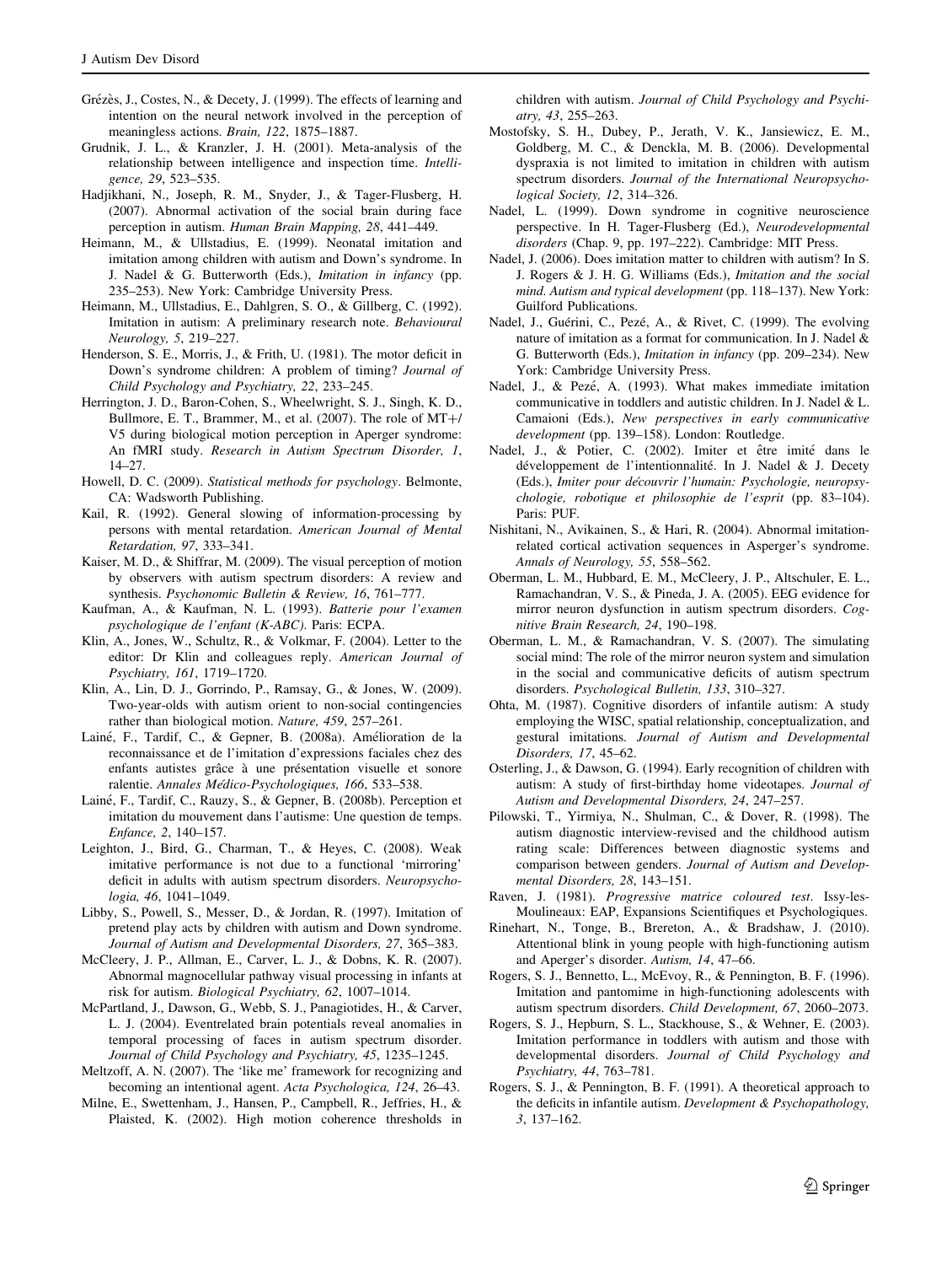Grézès, J., Costes, N., & Decety, J. (1999). The effects of learning and intention on the neural network involved in the perception of meaningless actions. *Brain, 122*, 1875–1887.

Grudnik, J. L., & Kranzler, J. H. (2001). Meta-analysis of the relationship between intelligence and inspection time. *Intelligence, 29*, 523–535.

Hadjikhani, N., Joseph, R. M., Snyder, J., & Tager-Flusberg, H. (2007). Abnormal activation of the social brain during face perception in autism. *Human Brain Mapping, 28*, 441–449.

Heimann, M., & Ullstadius, E. (1999). Neonatal imitation and imitation among children with autism and Down's syndrome. In J. Nadel & G. Butterworth (Eds.), *Imitation in infancy* (pp. 235–253). New York: Cambridge University Press.

Heimann, M., Ullstadius, E., Dahlgren, S. O., & Gillberg, C. (1992). Imitation in autism: A preliminary research note. *Behavioural Neurology, 5*, 219–227.

Henderson, S. E., Morris, J., & Frith, U. (1981). The motor deficit in Down's syndrome children: A problem of timing? *Journal of Child Psychology and Psychiatry, 22*, 233–245.

Herrington, J. D., Baron-Cohen, S., Wheelwright, S. J., Singh, K. D., Bullmore, E. T., Brammer, M., et al. (2007). The role of MT+/V5 during biological motion perception in Aperger syndrome: An fMRI study. *Research in Autism Spectrum Disorder, 1*, 14–27.

Howell, D. C. (2009). *Statistical methods for psychology*. Belmonte, CA: Wadsworth Publishing.

Kail, R. (1992). General slowing of information-processing by persons with mental retardation. *American Journal of Mental Retardation, 97*, 333–341.

Kaiser, M. D., & Shiffrar, M. (2009). The visual perception of motion by observers with autism spectrum disorders: A review and synthesis. *Psychonomic Bulletin & Review, 16*, 761–777.

Kaufman, A., & Kaufman, N. L. (1993). *Batterie pour l'examen psychologique de l'enfant (K-ABC)*. Paris: ECPA.

Klin, A., Jones, W., Schultz, R., & Volkmar, F. (2004). Letter to the editor: Dr Klin and colleagues reply. *American Journal of Psychiatry, 161*, 1719–1720.

Klin, A., Lin, D. J., Gorrindo, P., Ramsay, G., & Jones, W. (2009). Two-year-olds with autism orient to non-social contingencies rather than biological motion. *Nature, 459*, 257–261.

Lainé, F., Tardif, C., & Gepner, B. (2008a). Amélioration de la reconnaissance et de l'imitation d'expressions faciales chez des enfants autistes grâce à une présentation visuelle et sonore ralentie. *Annales Médico-Psychologiques, 166*, 533–538.

Lainé, F., Tardif, C., Rauzy, S., & Gepner, B. (2008b). Perception et imitation du mouvement dans l'autisme: Une question de temps. *Enfance, 2*, 140–157.

Leighton, J., Bird, G., Charman, T., & Heyes, C. (2008). Weak imitative performance is not due to a functional 'mirroring' deficit in adults with autism spectrum disorders. *Neuropsychologia, 46*, 1041–1049.

Libby, S., Powell, S., Messer, D., & Jordan, R. (1997). Imitation of pretend play acts by children with autism and Down syndrome. *Journal of Autism and Developmental Disorders, 27*, 365–383.

McCleery, J. P., Allman, E., Carver, L. J., & Dobns, K. R. (2007). Abnormal magnocellular pathway visual processing in infants at risk for autism. *Biological Psychiatry, 62*, 1007–1014.

McPartland, J., Dawson, G., Webb, S. J., Panagiotides, H., & Carver, L. J. (2004). Eventrelated brain potentials reveal anomalies in temporal processing of faces in autism spectrum disorder. *Journal of Child Psychology and Psychiatry, 45*, 1235–1245.

Meltzoff, A. N. (2007). The 'like me' framework for recognizing and becoming an intentional agent. *Acta Psychologica, 124*, 26–43.

Milne, E., Swettenham, J., Hansen, P., Campbell, R., Jeffries, H., & Plaisted, K. (2002). High motion coherence thresholds in children with autism. *Journal of Child Psychology and Psychiatry, 43*, 255–263.

Mostofsky, S. H., Dubey, P., Jerath, V. K., Jansiewicz, E. M., Goldberg, M. C., & Denckla, M. B. (2006). Developmental dyspraxia is not limited to imitation in children with autism spectrum disorders. *Journal of the International Neuropsychological Society, 12*, 314–326.

Nadel, L. (1999). Down syndrome in cognitive neuroscience perspective. In H. Tager-Flusberg (Ed.), *Neurodevelopmental disorders* (Chap. 9, pp. 197–222). Cambridge: MIT Press.

Nadel, J. (2006). Does imitation matter to children with autism? In S. J. Rogers & J. H. G. Williams (Eds.), *Imitation and the social mind. Autism and typical development* (pp. 118–137). New York: Guilford Publications.

Nadel, J., Guérini, C., Pezé, A., & Rivet, C. (1999). The evolving nature of imitation as a format for communication. In J. Nadel & G. Butterworth (Eds.), *Imitation in infancy* (pp. 209–234). New York: Cambridge University Press.

Nadel, J., & Pezé, A. (1993). What makes immediate imitation communicative in toddlers and autistic children. In J. Nadel & L. Camaioni (Eds.), *New perspectives in early communicative development* (pp. 139–158). London: Routledge.

Nadel, J., & Potier, C. (2002). Imiter et être imité dans le développement de l'intentionnalité. In J. Nadel & J. Decety (Eds.), *Imiter pour découvrir l'humain: Psychologie, neuropsychologie, robotique et philosophie de l'esprit* (pp. 83–104). Paris: PUF.

Nishitani, N., Avikainen, S., & Hari, R. (2004). Abnormal imitation-related cortical activation sequences in Asperger's syndrome. *Annals of Neurology, 55*, 558–562.

Oberman, L. M., Hubbard, E. M., McCleery, J. P., Altschuler, E. L., Ramachandran, V. S., & Pineda, J. A. (2005). EEG evidence for mirror neuron dysfunction in autism spectrum disorders. *Cognitive Brain Research, 24*, 190–198.

Oberman, L. M., & Ramachandran, V. S. (2007). The simulating social mind: The role of the mirror neuron system and simulation in the social and communicative deficits of autism spectrum disorders. *Psychological Bulletin, 133*, 310–327.

Ohta, M. (1987). Cognitive disorders of infantile autism: A study employing the WISC, spatial relationship, conceptualization, and gestural imitations. *Journal of Autism and Developmental Disorders, 17*, 45–62.

Osterling, J., & Dawson, G. (1994). Early recognition of children with autism: A study of first-birthday home videotapes. *Journal of Autism and Developmental Disorders, 24*, 247–257.

Pilowski, T., Yirmiya, N., Shulman, C., & Dover, R. (1998). The autism diagnostic interview-revised and the childhood autism rating scale: Differences between diagnostic systems and comparison between genders. *Journal of Autism and Developmental Disorders, 28*, 143–151.

Raven, J. (1981). *Progressive matrice coloured test*. Issy-les-Moulineaux: EAP, Expansions Scientifiques et Psychologiques.

Rinehart, N., Tonge, B., Brereton, A., & Bradshaw, J. (2010). Attentional blink in young people with high-functioning autism and Aperger's disorder. *Autism, 14*, 47–66.

Rogers, S. J., Bennetto, L., McEvoy, R., & Pennington, B. F. (1996). Imitation and pantomime in high-functioning adolescents with autism spectrum disorders. *Child Development, 67*, 2060–2073.

Rogers, S. J., Hepburn, S. L., Stackhouse, S., & Wehner, E. (2003). Imitation performance in toddlers with autism and those with developmental disorders. *Journal of Child Psychology and Psychiatry, 44*, 763–781.

Rogers, S. J., & Pennington, B. F. (1991). A theoretical approach to the deficits in infantile autism. *Development & Psychopathology, 3*, 137–162.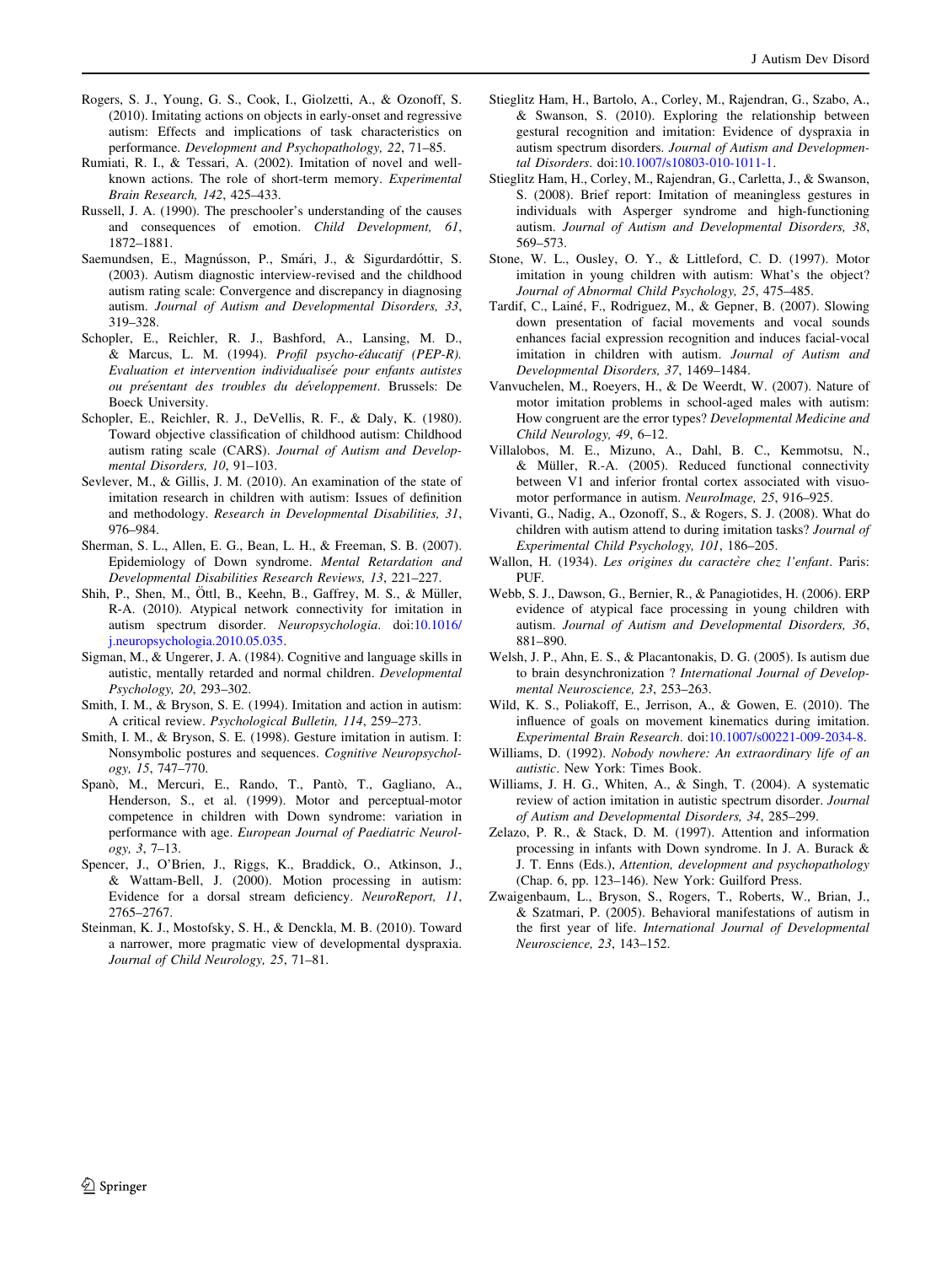Rogers, S. J., Young, G. S., Cook, I., Giolzetti, A., & Ozonoff, S. (2010). Imitating actions on objects in early-onset and regressive autism: Effects and implications of task characteristics on performance. *Development and Psychopathology, 22*, 71–85.

Rumiati, R. I., & Tessari, A. (2002). Imitation of novel and well-known actions. The role of short-term memory. *Experimental Brain Research, 142*, 425–433.

Russell, J. A. (1990). The preschooler's understanding of the causes and consequences of emotion. *Child Development, 61*, 1872–1881.

Saemundsen, E., Magnússon, P., Smári, J., & Sigurdardóttir, S. (2003). Autism diagnostic interview-revised and the childhood autism rating scale: Convergence and discrepancy in diagnosing autism. *Journal of Autism and Developmental Disorders, 33*, 319–328.

Schopler, E., Reichler, R. J., Bashford, A., Lansing, M. D., & Marcus, L. M. (1994). *Profil psycho-éducatif (PEP-R). Evaluation et intervention individualisée pour enfants autistes ou présentant des troubles du développement*. Brussels: De Boeck University.

Schopler, E., Reichler, R. J., DeVellis, R. F., & Daly, K. (1980). Toward objective classification of childhood autism: Childhood autism rating scale (CARS). *Journal of Autism and Developmental Disorders, 10*, 91–103.

Sevlever, M., & Gillis, J. M. (2010). An examination of the state of imitation research in children with autism: Issues of definition and methodology. *Research in Developmental Disabilities, 31*, 976–984.

Sherman, S. L., Allen, E. G., Bean, L. H., & Freeman, S. B. (2007). Epidemiology of Down syndrome. *Mental Retardation and Developmental Disabilities Research Reviews, 13*, 221–227.

Shih, P., Shen, M., Öttl, B., Keehn, B., Gaffrey, M. S., & Müller, R-A. (2010). Atypical network connectivity for imitation in autism spectrum disorder. *Neuropsychologia*. doi:10.1016/j.neuropsychologia.2010.05.035.

Sigman, M., & Ungerer, J. A. (1984). Cognitive and language skills in autistic, mentally retarded and normal children. *Developmental Psychology, 20*, 293–302.

Smith, I. M., & Bryson, S. E. (1994). Imitation and action in autism: A critical review. *Psychological Bulletin, 114*, 259–273.

Smith, I. M., & Bryson, S. E. (1998). Gesture imitation in autism. I: Nonsymbolic postures and sequences. *Cognitive Neuropsychology, 15*, 747–770.

Spanò, M., Mercuri, E., Rando, T., Pantò, T., Gagliano, A., Henderson, S., et al. (1999). Motor and perceptual-motor competence in children with Down syndrome: variation in performance with age. *European Journal of Paediatric Neurology, 3*, 7–13.

Spencer, J., O'Brien, J., Riggs, K., Braddick, O., Atkinson, J., & Wattam-Bell, J. (2000). Motion processing in autism: Evidence for a dorsal stream deficiency. *NeuroReport, 11*, 2765–2767.

Steinman, K. J., Mostofsky, S. H., & Denckla, M. B. (2010). Toward a narrower, more pragmatic view of developmental dyspraxia. *Journal of Child Neurology, 25*, 71–81.

Stieglitz Ham, H., Bartolo, A., Corley, M., Rajendran, G., Szabo, A., & Swanson, S. (2010). Exploring the relationship between gestural recognition and imitation: Evidence of dyspraxia in autism spectrum disorders. *Journal of Autism and Developmental Disorders*. doi:10.1007/s10803-010-1011-1.

Stieglitz Ham, H., Corley, M., Rajendran, G., Carletta, J., & Swanson, S. (2008). Brief report: Imitation of meaningless gestures in individuals with Asperger syndrome and high-functioning autism. *Journal of Autism and Developmental Disorders, 38*, 569–573.

Stone, W. L., Ousley, O. Y., & Littleford, C. D. (1997). Motor imitation in young children with autism: What's the object? *Journal of Abnormal Child Psychology, 25*, 475–485.

Tardif, C., Lainé, F., Rodriguez, M., & Gepner, B. (2007). Slowing down presentation of facial movements and vocal sounds enhances facial expression recognition and induces facial-vocal imitation in children with autism. *Journal of Autism and Developmental Disorders, 37*, 1469–1484.

Vanvuchelen, M., Roeyers, H., & De Weerdt, W. (2007). Nature of motor imitation problems in school-aged males with autism: How congruent are the error types? *Developmental Medicine and Child Neurology, 49*, 6–12.

Villalobos, M. E., Mizuno, A., Dahl, B. C., Kemmotsu, N., & Müller, R.-A. (2005). Reduced functional connectivity between V1 and inferior frontal cortex associated with visuo-motor performance in autism. *NeuroImage, 25*, 916–925.

Vivanti, G., Nadig, A., Ozonoff, S., & Rogers, S. J. (2008). What do children with autism attend to during imitation tasks? *Journal of Experimental Child Psychology, 101*, 186–205.

Wallon, H. (1934). *Les origines du caractère chez l'enfant*. Paris: PUF.

Webb, S. J., Dawson, G., Bernier, R., & Panagiotides, H. (2006). ERP evidence of atypical face processing in young children with autism. *Journal of Autism and Developmental Disorders, 36*, 881–890.

Welsh, J. P., Ahn, E. S., & Placantonakis, D. G. (2005). Is autism due to brain desynchronization ? *International Journal of Developmental Neuroscience, 23*, 253–263.

Wild, K. S., Poliakoff, E., Jerrison, A., & Gowen, E. (2010). The influence of goals on movement kinematics during imitation. *Experimental Brain Research*. doi:10.1007/s00221-009-2034-8.

Williams, D. (1992). *Nobody nowhere: An extraordinary life of an autistic*. New York: Times Book.

Williams, J. H. G., Whiten, A., & Singh, T. (2004). A systematic review of action imitation in autistic spectrum disorder. *Journal of Autism and Developmental Disorders, 34*, 285–299.

Zelazo, P. R., & Stack, D. M. (1997). Attention and information processing in infants with Down syndrome. In J. A. Burack & J. T. Enns (Eds.), *Attention, development and psychopathology* (Chap. 6, pp. 123–146). New York: Guilford Press.

Zwaigenbaum, L., Bryson, S., Rogers, T., Roberts, W., Brian, J., & Szatmari, P. (2005). Behavioral manifestations of autism in the first year of life. *International Journal of Developmental Neuroscience, 23*, 143–152.